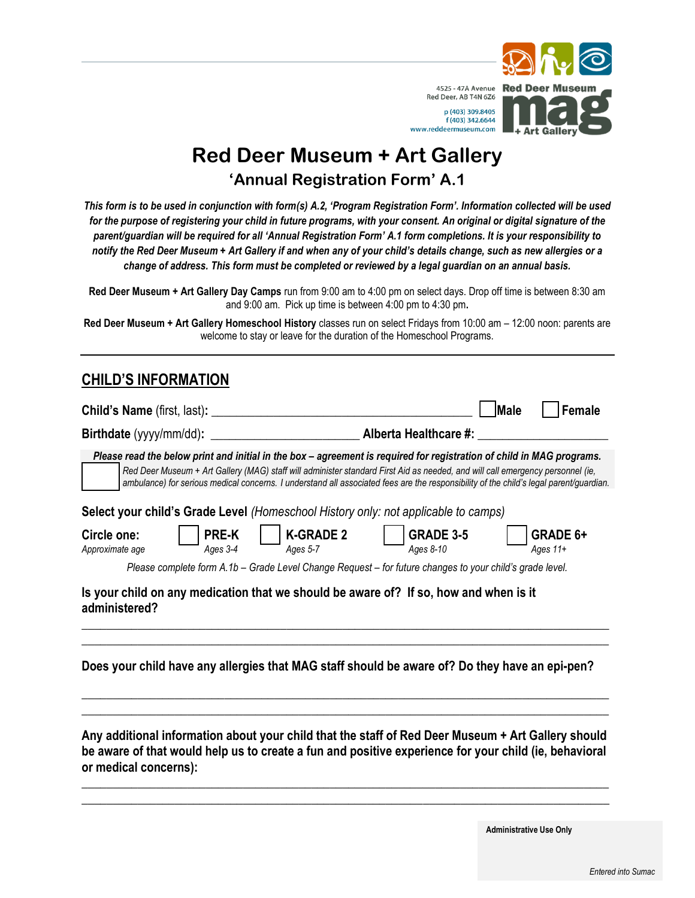4525 - 47A Avenue
Red Deer, AB T4N 6Z6

p (403) 309.8405
f (403) 342.6644
www.reddeermuseum.com

Red Deer Museum mag + Art Gallery

# Red Deer Museum + Art Gallery

## 'Annual Registration Form' A.1

***This form is to be used in conjunction with form(s) A.2, 'Program Registration Form'. Information collected will be used for the purpose of registering your child in future programs, with your consent. An original or digital signature of the parent/guardian will be required for all 'Annual Registration Form' A.1 form completions. It is your responsibility to notify the Red Deer Museum + Art Gallery if and when any of your child's details change, such as new allergies or a change of address. This form must be completed or reviewed by a legal guardian on an annual basis.***

**Red Deer Museum + Art Gallery Day Camps** run from 9:00 am to 4:00 pm on select days. Drop off time is between 8:30 am and 9:00 am. Pick up time is between 4:00 pm to 4:30 pm.

**Red Deer Museum + Art Gallery Homeschool History** classes run on select Fridays from 10:00 am – 12:00 noon: parents are welcome to stay or leave for the duration of the Homeschool Programs.

## CHILD'S INFORMATION

**Child's Name** (first, last)**:** ________________________________________ ☐ **Male** ☐ **Female**

**Birthdate** (yyyy/mm/dd)**:** ______________________ **Alberta Healthcare #:** ___________________

***Please read the below print and initial in the box – agreement is required for registration of child in MAG programs.***

☐ *Red Deer Museum + Art Gallery (MAG) staff will administer standard First Aid as needed, and will call emergency personnel (ie, ambulance) for serious medical concerns. I understand all associated fees are the responsibility of the child's legal parent/guardian.*

**Select your child's Grade Level** *(Homeschool History only: not applicable to camps)*

**Circle one:**
*Approximate age*

☐ **PRE-K** *Ages 3-4* ☐ **K-GRADE 2** *Ages 5-7* ☐ **GRADE 3-5** *Ages 8-10* ☐ **GRADE 6+** *Ages 11+*

*Please complete form A.1b – Grade Level Change Request – for future changes to your child's grade level.*

**Is your child on any medication that we should be aware of? If so, how and when is it administered?**

________________________________________________________________________________

________________________________________________________________________________

**Does your child have any allergies that MAG staff should be aware of? Do they have an epi-pen?**

________________________________________________________________________________

________________________________________________________________________________

**Any additional information about your child that the staff of Red Deer Museum + Art Gallery should be aware of that would help us to create a fun and positive experience for your child (ie, behavioral or medical concerns):**

________________________________________________________________________________

________________________________________________________________________________

**Administrative Use Only**

*Entered into Sumac*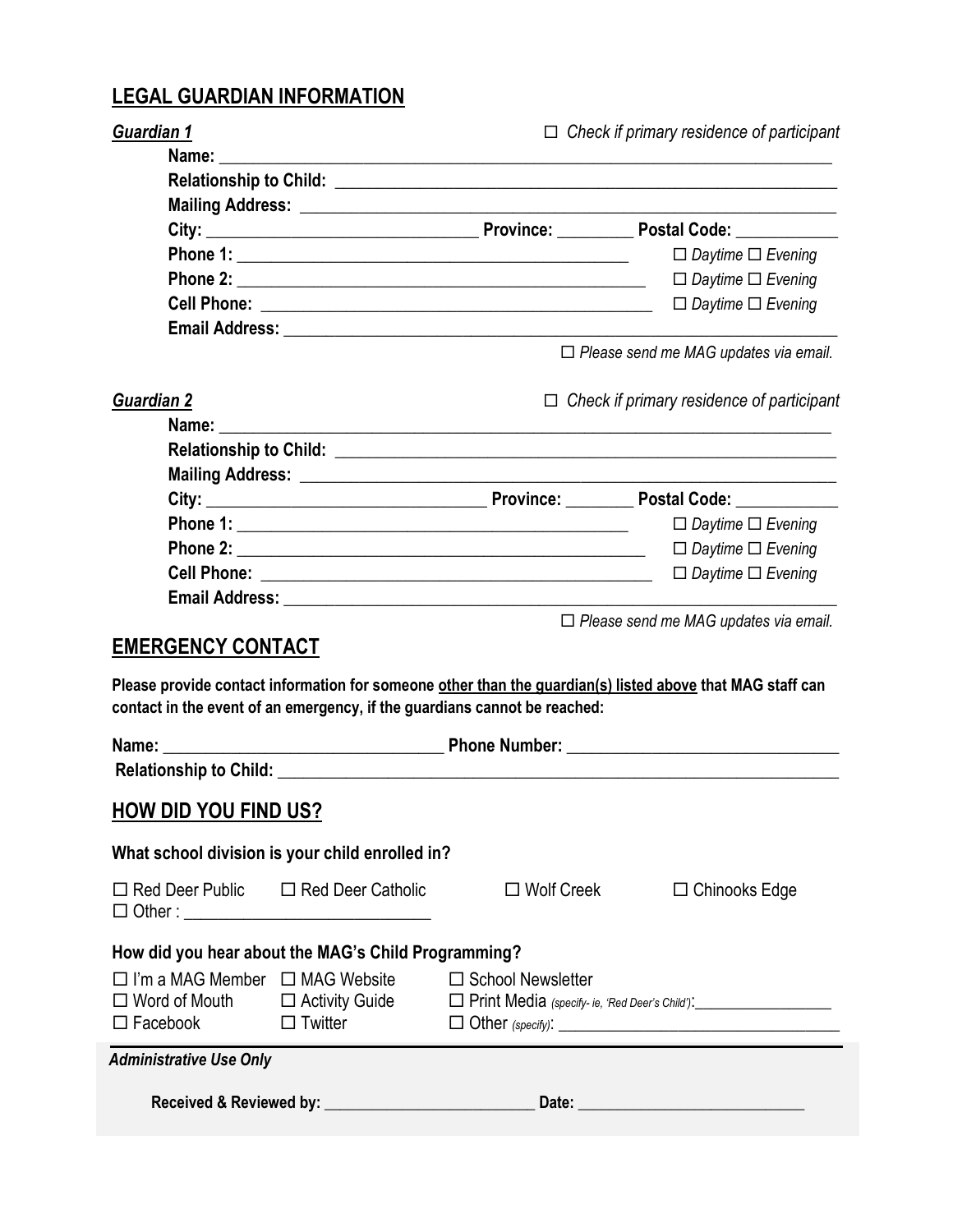## LEGAL GUARDIAN INFORMATION

***Guardian 1*** ☐ *Check if primary residence of participant*

**Name:** ______________________________________________________________________

**Relationship to Child:** ______________________________________________________

**Mailing Address:** __________________________________________________________

**City:** ______________________________ **Province:** _________ **Postal Code:** ___________

**Phone 1:** __________________________________________ ☐ *Daytime* ☐ *Evening*

**Phone 2:** ____________________________________________ ☐ *Daytime* ☐ *Evening*

**Cell Phone:** __________________________________________ ☐ *Daytime* ☐ *Evening*

**Email Address:** _____________________________________________________________

☐ *Please send me MAG updates via email.*

***Guardian 2*** ☐ *Check if primary residence of participant*

**Name:** ______________________________________________________________________

**Relationship to Child:** ______________________________________________________

**Mailing Address:** __________________________________________________________

**City:** ______________________________ **Province:** ________ **Postal Code:** ___________

**Phone 1:** __________________________________________ ☐ *Daytime* ☐ *Evening*

**Phone 2:** ____________________________________________ ☐ *Daytime* ☐ *Evening*

**Cell Phone:** __________________________________________ ☐ *Daytime* ☐ *Evening*

**Email Address:** _____________________________________________________________

☐ *Please send me MAG updates via email.*

## EMERGENCY CONTACT

**Please provide contact information for someone <u>other than the guardian(s) listed above</u> that MAG staff can contact in the event of an emergency, if the guardians cannot be reached:**

**Name:** ________________________________ **Phone Number:** ______________________________

**Relationship to Child:** _________________________________________________________________

## HOW DID YOU FIND US?

**What school division is your child enrolled in?**

☐ Red Deer Public ☐ Red Deer Catholic ☐ Wolf Creek ☐ Chinooks Edge
☐ Other : ____________________________

**How did you hear about the MAG's Child Programming?**

☐ I'm a MAG Member ☐ MAG Website ☐ School Newsletter
☐ Word of Mouth ☐ Activity Guide ☐ Print Media *(specify- ie, 'Red Deer's Child')*:_________________
☐ Facebook ☐ Twitter ☐ Other *(specify)*: _________________________________

***Administrative Use Only***

**Received & Reviewed by:** __________________________ **Date:** ____________________________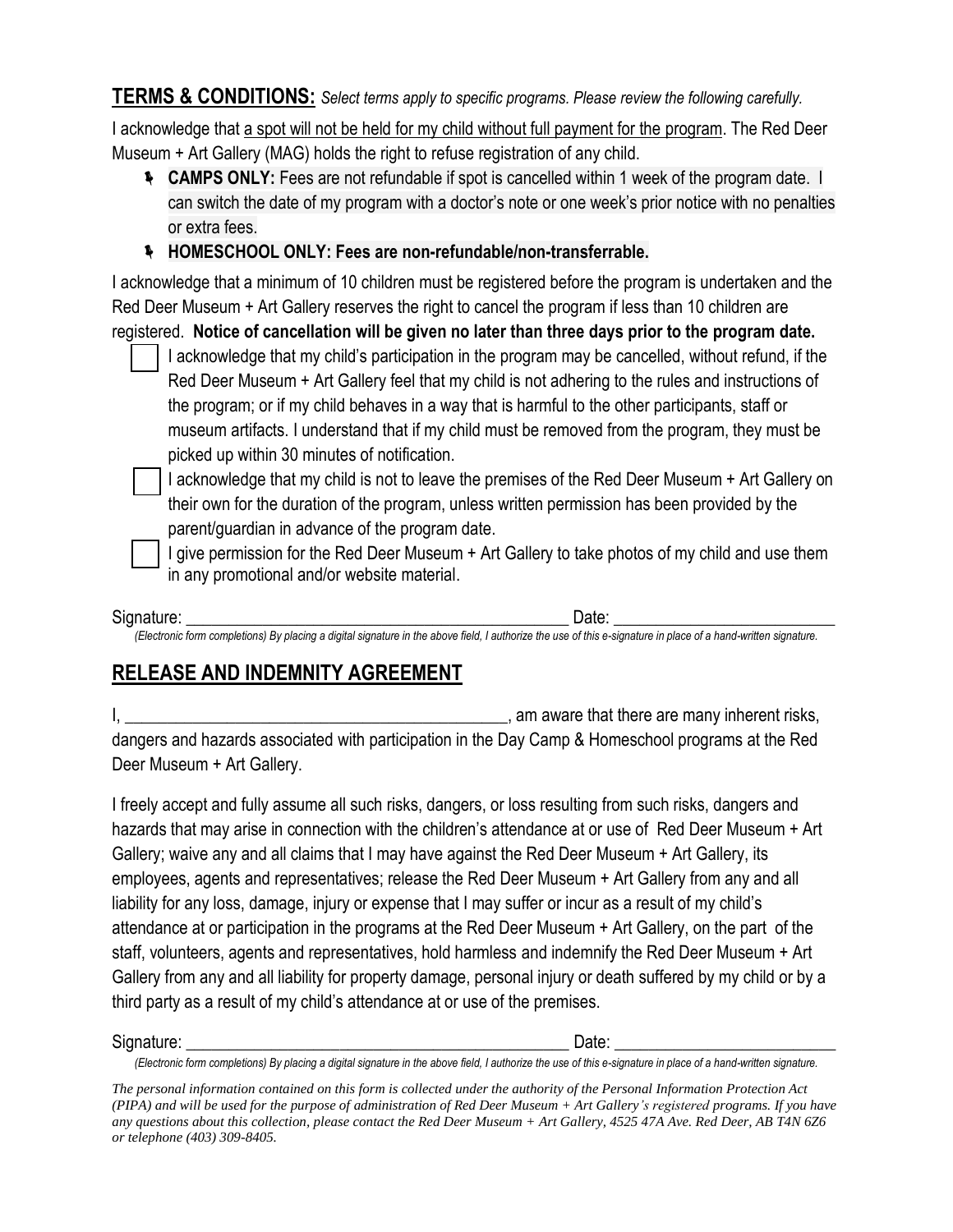## **TERMS & CONDITIONS:** *Select terms apply to specific programs. Please review the following carefully.*

I acknowledge that <u>a spot will not be held for my child without full payment for the program</u>. The Red Deer Museum + Art Gallery (MAG) holds the right to refuse registration of any child.

- **CAMPS ONLY:** Fees are not refundable if spot is cancelled within 1 week of the program date. I can switch the date of my program with a doctor's note or one week's prior notice with no penalties or extra fees.
- **HOMESCHOOL ONLY: Fees are non-refundable/non-transferrable.**

I acknowledge that a minimum of 10 children must be registered before the program is undertaken and the Red Deer Museum + Art Gallery reserves the right to cancel the program if less than 10 children are registered. **Notice of cancellation will be given no later than three days prior to the program date.**

- ☐ I acknowledge that my child's participation in the program may be cancelled, without refund, if the Red Deer Museum + Art Gallery feel that my child is not adhering to the rules and instructions of the program; or if my child behaves in a way that is harmful to the other participants, staff or museum artifacts. I understand that if my child must be removed from the program, they must be picked up within 30 minutes of notification.
- ☐ I acknowledge that my child is not to leave the premises of the Red Deer Museum + Art Gallery on their own for the duration of the program, unless written permission has been provided by the parent/guardian in advance of the program date.
- ☐ I give permission for the Red Deer Museum + Art Gallery to take photos of my child and use them in any promotional and/or website material.

Signature: _______________________________________________ Date: __________________________

*(Electronic form completions) By placing a digital signature in the above field, I authorize the use of this e-signature in place of a hand-written signature.*

## RELEASE AND INDEMNITY AGREEMENT

I, ______________________________________________, am aware that there are many inherent risks, dangers and hazards associated with participation in the Day Camp & Homeschool programs at the Red Deer Museum + Art Gallery.

I freely accept and fully assume all such risks, dangers, or loss resulting from such risks, dangers and hazards that may arise in connection with the children's attendance at or use of Red Deer Museum + Art Gallery; waive any and all claims that I may have against the Red Deer Museum + Art Gallery, its employees, agents and representatives; release the Red Deer Museum + Art Gallery from any and all liability for any loss, damage, injury or expense that I may suffer or incur as a result of my child's attendance at or participation in the programs at the Red Deer Museum + Art Gallery, on the part of the staff, volunteers, agents and representatives, hold harmless and indemnify the Red Deer Museum + Art Gallery from any and all liability for property damage, personal injury or death suffered by my child or by a third party as a result of my child's attendance at or use of the premises.

Signature: _______________________________________________ Date: __________________________

*(Electronic form completions) By placing a digital signature in the above field, I authorize the use of this e-signature in place of a hand-written signature.*

*The personal information contained on this form is collected under the authority of the Personal Information Protection Act (PIPA) and will be used for the purpose of administration of Red Deer Museum + Art Gallery's registered programs. If you have any questions about this collection, please contact the Red Deer Museum + Art Gallery, 4525 47A Ave. Red Deer, AB T4N 6Z6 or telephone (403) 309-8405.*